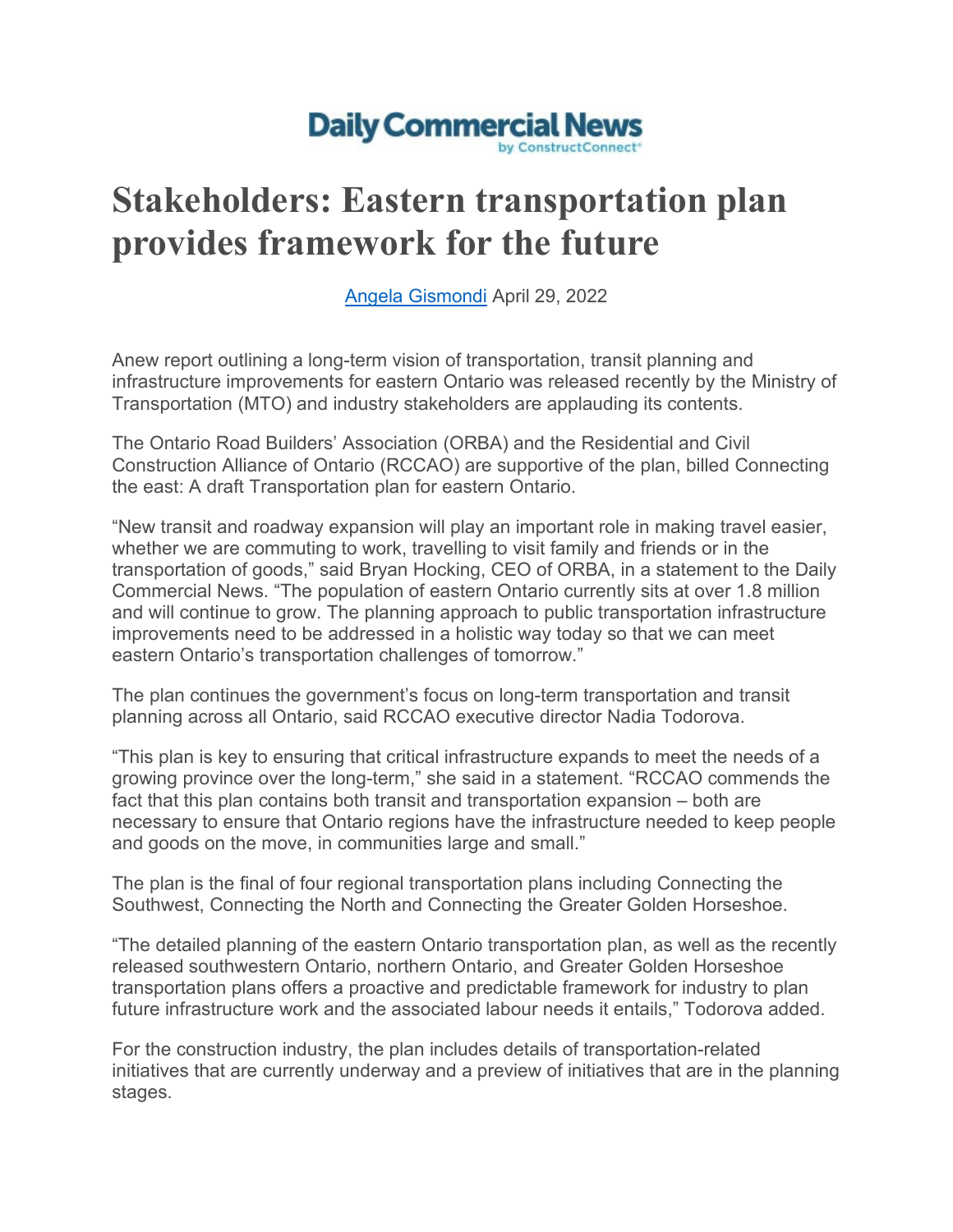Daily Commercial News
by ConstructConnect

# Stakeholders: Eastern transportation plan provides framework for the future

Angela Gismondi April 29, 2022

Anew report outlining a long-term vision of transportation, transit planning and infrastructure improvements for eastern Ontario was released recently by the Ministry of Transportation (MTO) and industry stakeholders are applauding its contents.

The Ontario Road Builders' Association (ORBA) and the Residential and Civil Construction Alliance of Ontario (RCCAO) are supportive of the plan, billed Connecting the east: A draft Transportation plan for eastern Ontario.

"New transit and roadway expansion will play an important role in making travel easier, whether we are commuting to work, travelling to visit family and friends or in the transportation of goods," said Bryan Hocking, CEO of ORBA, in a statement to the Daily Commercial News. "The population of eastern Ontario currently sits at over 1.8 million and will continue to grow. The planning approach to public transportation infrastructure improvements need to be addressed in a holistic way today so that we can meet eastern Ontario's transportation challenges of tomorrow."

The plan continues the government's focus on long-term transportation and transit planning across all Ontario, said RCCAO executive director Nadia Todorova.

"This plan is key to ensuring that critical infrastructure expands to meet the needs of a growing province over the long-term," she said in a statement. "RCCAO commends the fact that this plan contains both transit and transportation expansion – both are necessary to ensure that Ontario regions have the infrastructure needed to keep people and goods on the move, in communities large and small."

The plan is the final of four regional transportation plans including Connecting the Southwest, Connecting the North and Connecting the Greater Golden Horseshoe.

"The detailed planning of the eastern Ontario transportation plan, as well as the recently released southwestern Ontario, northern Ontario, and Greater Golden Horseshoe transportation plans offers a proactive and predictable framework for industry to plan future infrastructure work and the associated labour needs it entails," Todorova added.

For the construction industry, the plan includes details of transportation-related initiatives that are currently underway and a preview of initiatives that are in the planning stages.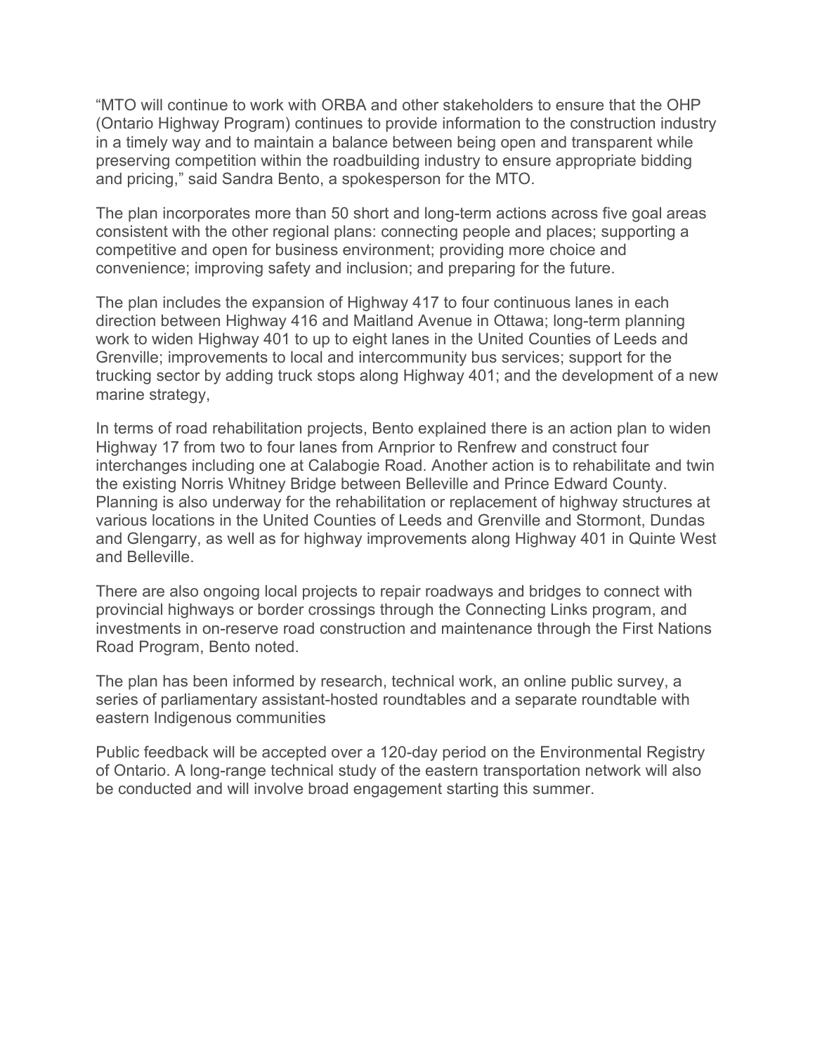"MTO will continue to work with ORBA and other stakeholders to ensure that the OHP (Ontario Highway Program) continues to provide information to the construction industry in a timely way and to maintain a balance between being open and transparent while preserving competition within the roadbuilding industry to ensure appropriate bidding and pricing," said Sandra Bento, a spokesperson for the MTO.

The plan incorporates more than 50 short and long-term actions across five goal areas consistent with the other regional plans: connecting people and places; supporting a competitive and open for business environment; providing more choice and convenience; improving safety and inclusion; and preparing for the future.

The plan includes the expansion of Highway 417 to four continuous lanes in each direction between Highway 416 and Maitland Avenue in Ottawa; long-term planning work to widen Highway 401 to up to eight lanes in the United Counties of Leeds and Grenville; improvements to local and intercommunity bus services; support for the trucking sector by adding truck stops along Highway 401; and the development of a new marine strategy,

In terms of road rehabilitation projects, Bento explained there is an action plan to widen Highway 17 from two to four lanes from Arnprior to Renfrew and construct four interchanges including one at Calabogie Road. Another action is to rehabilitate and twin the existing Norris Whitney Bridge between Belleville and Prince Edward County. Planning is also underway for the rehabilitation or replacement of highway structures at various locations in the United Counties of Leeds and Grenville and Stormont, Dundas and Glengarry, as well as for highway improvements along Highway 401 in Quinte West and Belleville.

There are also ongoing local projects to repair roadways and bridges to connect with provincial highways or border crossings through the Connecting Links program, and investments in on-reserve road construction and maintenance through the First Nations Road Program, Bento noted.

The plan has been informed by research, technical work, an online public survey, a series of parliamentary assistant-hosted roundtables and a separate roundtable with eastern Indigenous communities

Public feedback will be accepted over a 120-day period on the Environmental Registry of Ontario. A long-range technical study of the eastern transportation network will also be conducted and will involve broad engagement starting this summer.